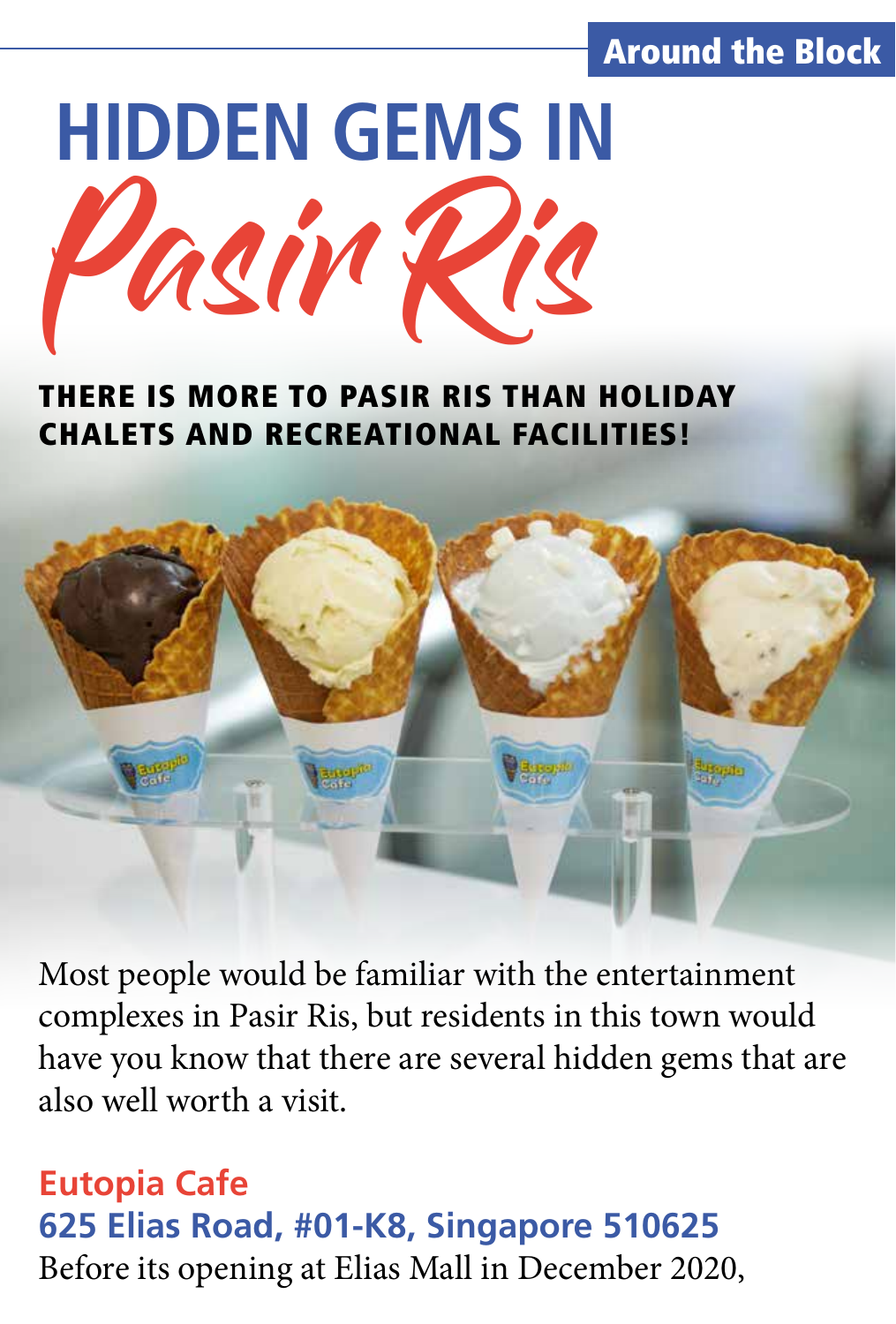Around the Block

# HIDDEN GEMS IN *Pasir Ris*

**THERE IS MORE TO PASIR RIS THAN HOLIDAY CHALETS AND RECREATIONAL FACILITIES!**

Most people would be familiar with the entertainment complexes in Pasir Ris, but residents in this town would have you know that there are several hidden gems that are also well worth a visit.

## Eutopia Cafe

**625 Elias Road, #01-K8, Singapore 510625**

Before its opening at Elias Mall in December 2020,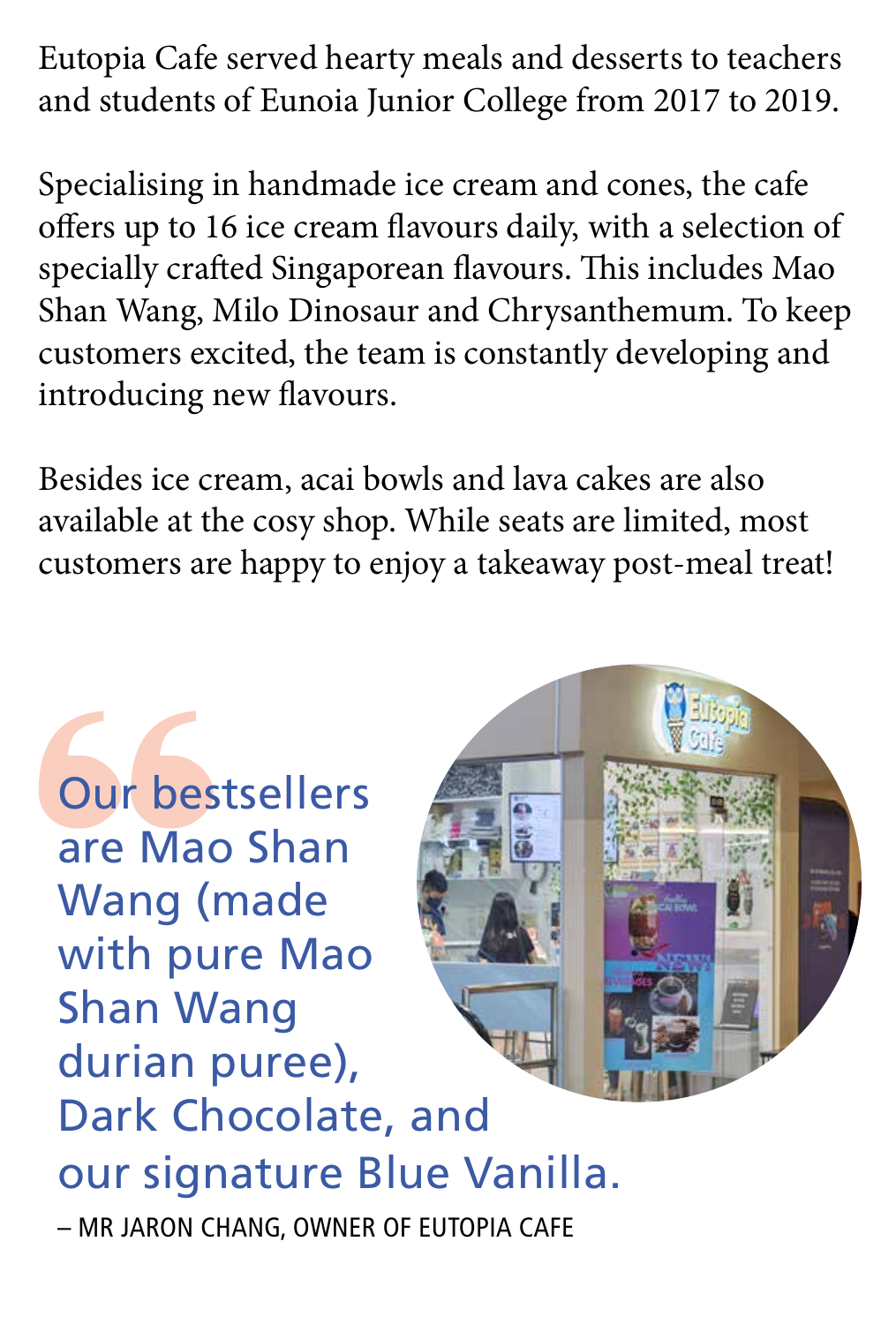Eutopia Cafe served hearty meals and desserts to teachers and students of Eunoia Junior College from 2017 to 2019.

Specialising in handmade ice cream and cones, the cafe offers up to 16 ice cream flavours daily, with a selection of specially crafted Singaporean flavours. This includes Mao Shan Wang, Milo Dinosaur and Chrysanthemum. To keep customers excited, the team is constantly developing and introducing new flavours.

Besides ice cream, acai bowls and lava cakes are also available at the cosy shop. While seats are limited, most customers are happy to enjoy a takeaway post-meal treat!

> "Our bestsellers are Mao Shan Wang (made with pure Mao Shan Wang durian puree), Dark Chocolate, and our signature Blue Vanilla.
>
> – MR JARON CHANG, OWNER OF EUTOPIA CAFE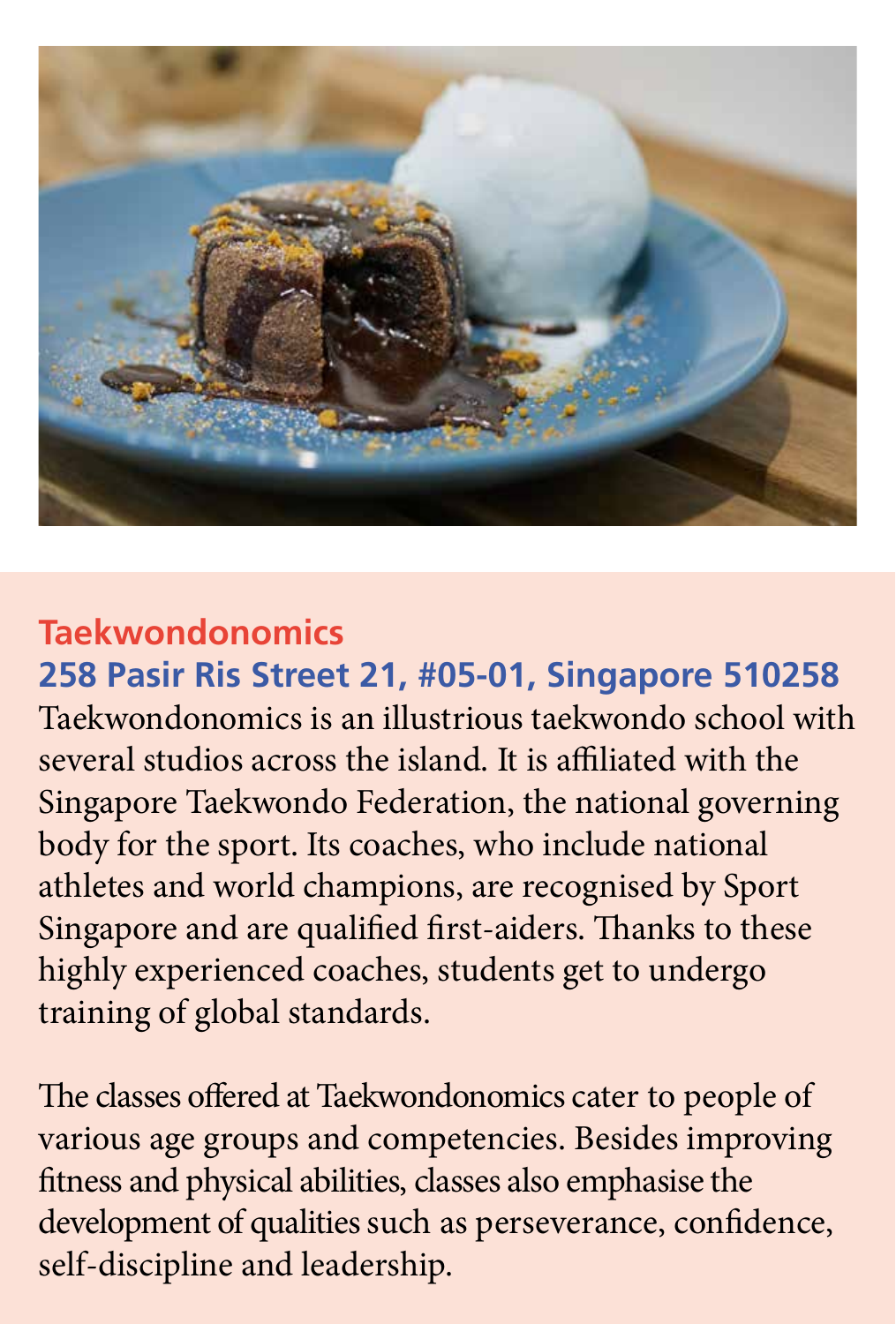## Taekwondonomics

### 258 Pasir Ris Street 21, #05-01, Singapore 510258

Taekwondonomics is an illustrious taekwondo school with several studios across the island. It is affiliated with the Singapore Taekwondo Federation, the national governing body for the sport. Its coaches, who include national athletes and world champions, are recognised by Sport Singapore and are qualified first-aiders. Thanks to these highly experienced coaches, students get to undergo training of global standards.

The classes offered at Taekwondonomics cater to people of various age groups and competencies. Besides improving fitness and physical abilities, classes also emphasise the development of qualities such as perseverance, confidence, self-discipline and leadership.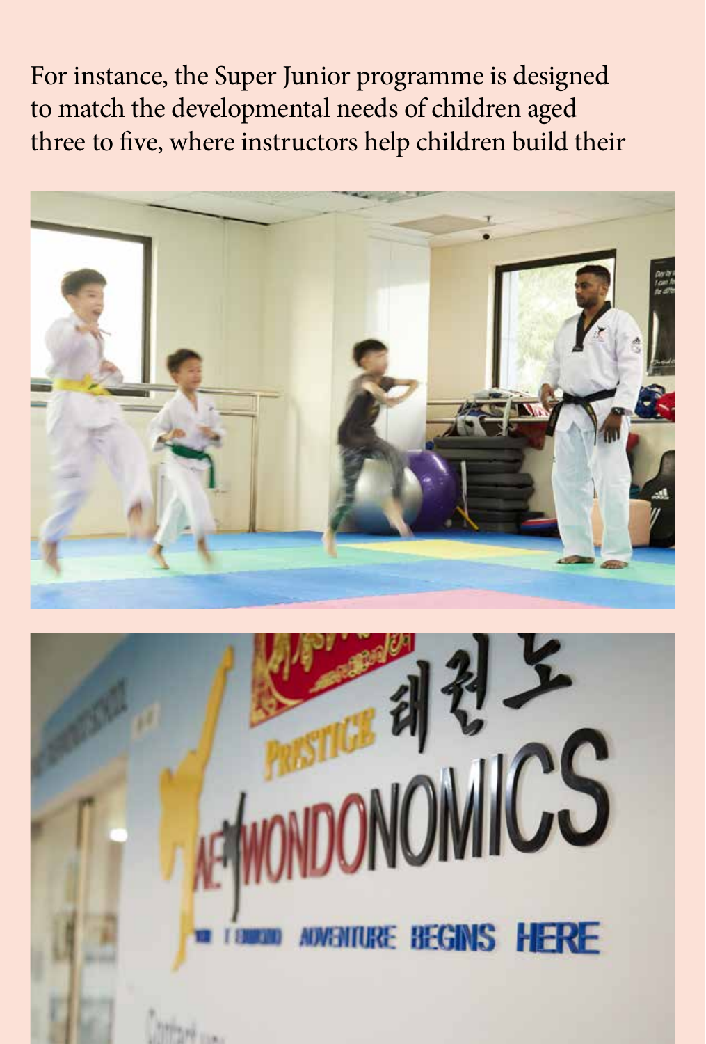For instance, the Super Junior programme is designed to match the developmental needs of children aged three to five, where instructors help children build their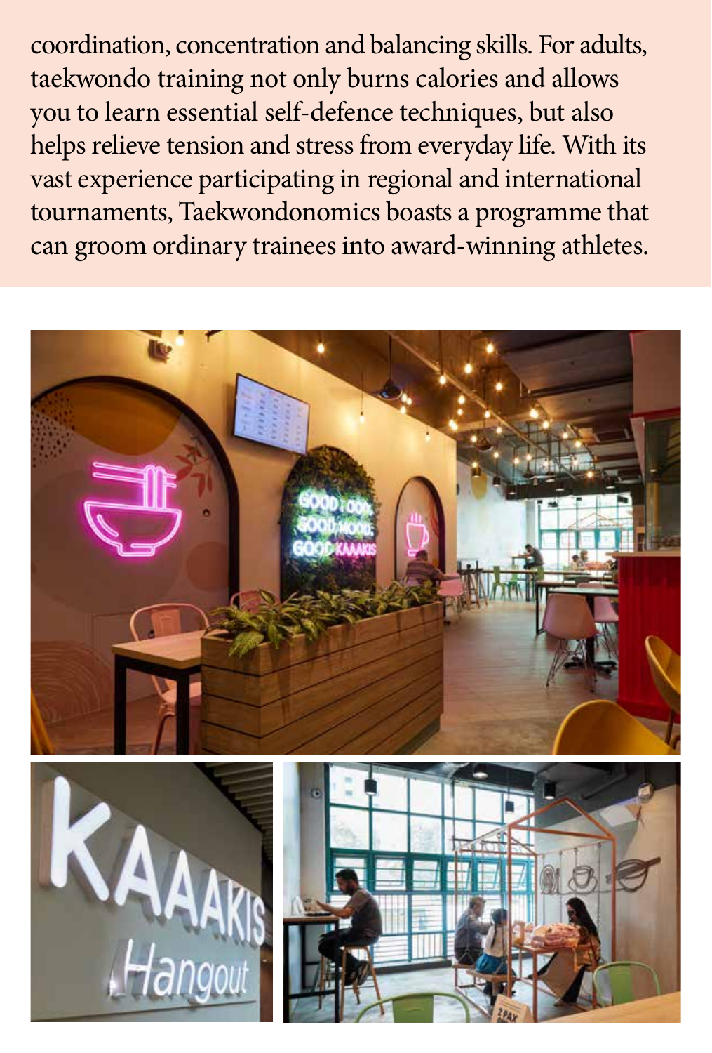coordination, concentration and balancing skills. For adults, taekwondo training not only burns calories and allows you to learn essential self-defence techniques, but also helps relieve tension and stress from everyday life. With its vast experience participating in regional and international tournaments, Taekwondonomics boasts a programme that can groom ordinary trainees into award-winning athletes.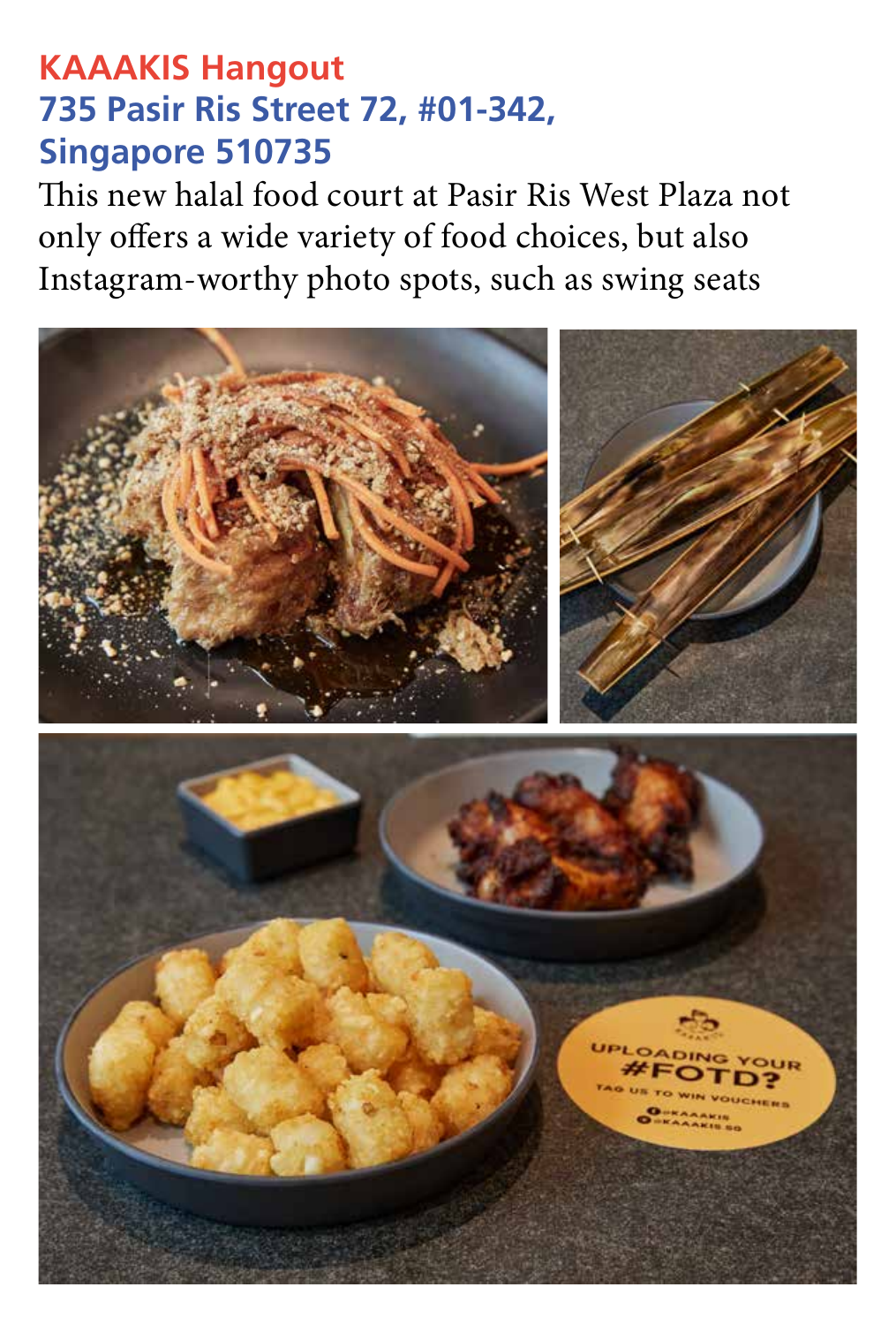## KAAAKIS Hangout

### 735 Pasir Ris Street 72, #01-342, Singapore 510735

This new halal food court at Pasir Ris West Plaza not only offers a wide variety of food choices, but also Instagram-worthy photo spots, such as swing seats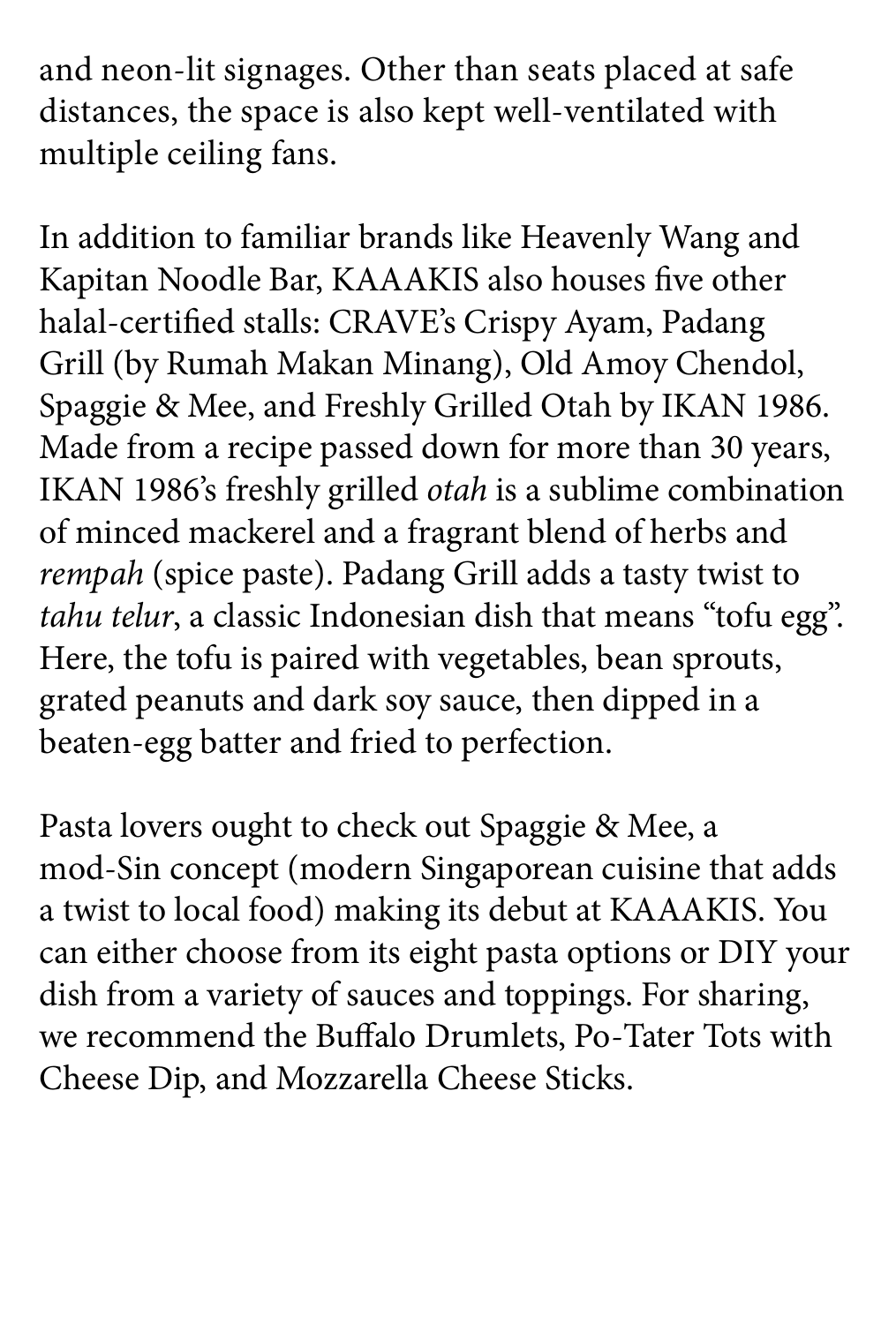and neon-lit signages. Other than seats placed at safe distances, the space is also kept well-ventilated with multiple ceiling fans.

In addition to familiar brands like Heavenly Wang and Kapitan Noodle Bar, KAAAKIS also houses five other halal-certified stalls: CRAVE's Crispy Ayam, Padang Grill (by Rumah Makan Minang), Old Amoy Chendol, Spaggie & Mee, and Freshly Grilled Otah by IKAN 1986. Made from a recipe passed down for more than 30 years, IKAN 1986's freshly grilled *otah* is a sublime combination of minced mackerel and a fragrant blend of herbs and *rempah* (spice paste). Padang Grill adds a tasty twist to *tahu telur*, a classic Indonesian dish that means "tofu egg". Here, the tofu is paired with vegetables, bean sprouts, grated peanuts and dark soy sauce, then dipped in a beaten-egg batter and fried to perfection.

Pasta lovers ought to check out Spaggie & Mee, a mod-Sin concept (modern Singaporean cuisine that adds a twist to local food) making its debut at KAAAKIS. You can either choose from its eight pasta options or DIY your dish from a variety of sauces and toppings. For sharing, we recommend the Buffalo Drumlets, Po-Tater Tots with Cheese Dip, and Mozzarella Cheese Sticks.